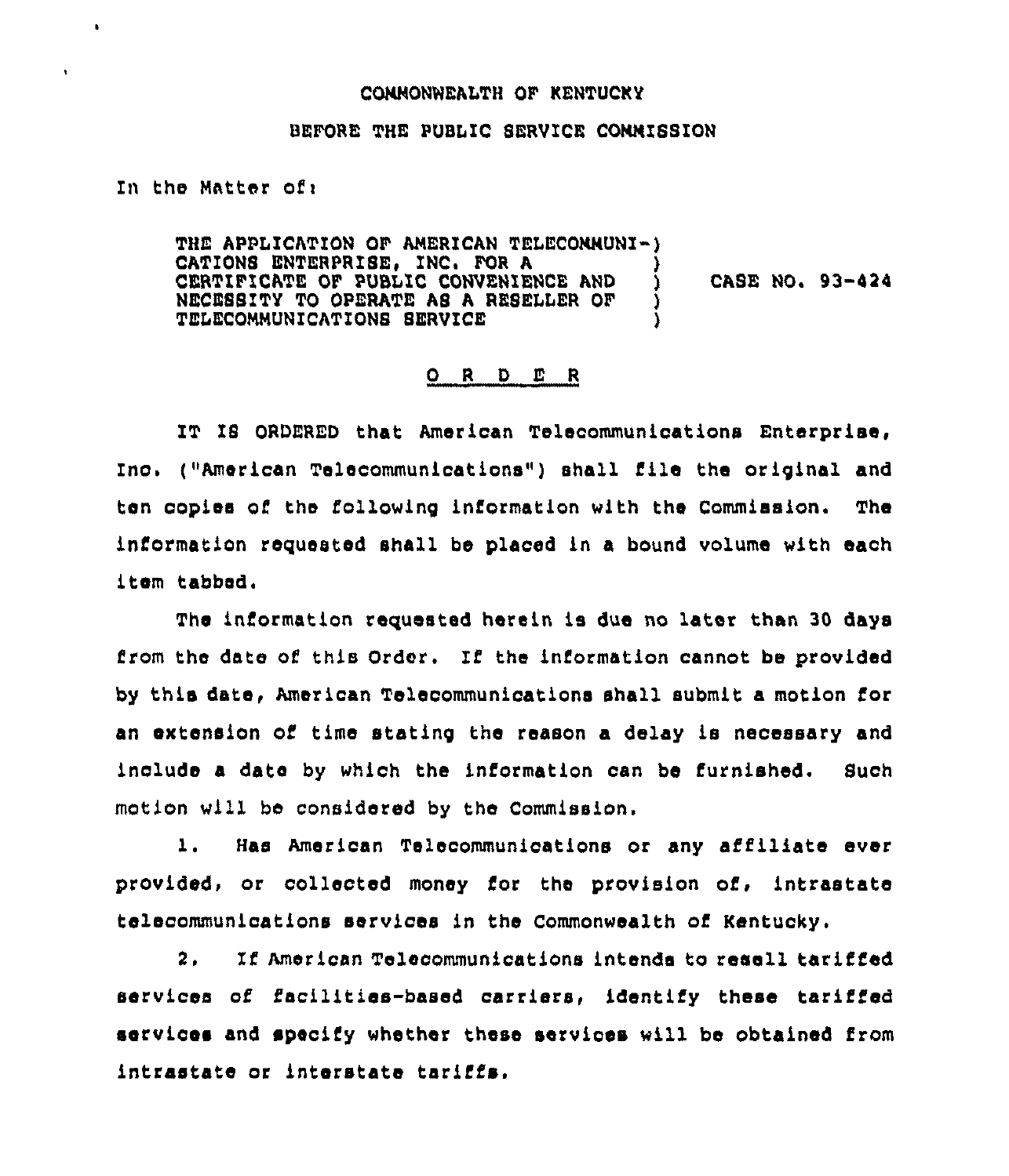COMMONWEALTH OF KENTUCKY

BEFORE THE PUBLIC SERVICE COMMISSION

In the Matter of:

THE APPLICATION OF AMERICAN TELECOMMUNICATIONS ENTERPRISE, INC. FOR A CERTIFICATE OF PUBLIC CONVENIENCE AND NECESSITY TO OPERATE AS A RESELLER OF TELECOMMUNICATIONS SERVICE ) CASE NO. 93-424

# O R D E R

IT IS ORDERED that American Telecommunications Enterprise, Inc. ("American Telecommunications") shall file the original and ten copies of the following information with the Commission. The information requested shall be placed in a bound volume with each item tabbed.

The information requested herein is due no later than 30 days from the date of this Order. If the information cannot be provided by this date, American Telecommunications shall submit a motion for an extension of time stating the reason a delay is necessary and include a date by which the information can be furnished. Such motion will be considered by the Commission.

1. Has American Telecommunications or any affiliate ever provided, or collected money for the provision of, intrastate telecommunications services in the Commonwealth of Kentucky.

2. If American Telecommunications intends to resell tariffed services of facilities-based carriers, identify these tariffed services and specify whether these services will be obtained from intrastate or interstate tariffs.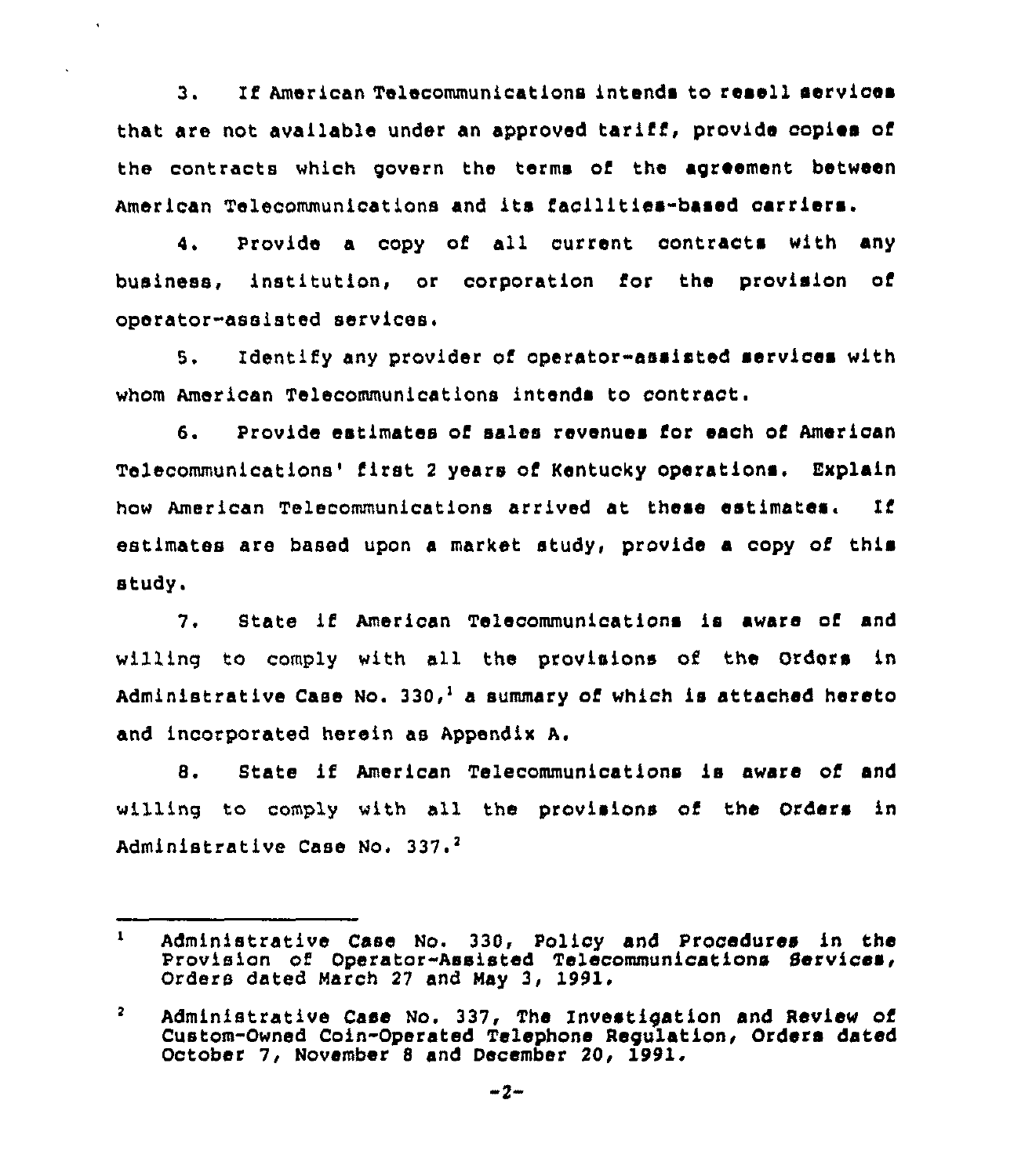3. If American Telecommunications intends to resell services that are not available under an approved tariff, provide copies of the contracts which govern the terms of the agreement between American Telecommunications and its facilities-based carriers.

4. Provide a copy of all current contracts with any business, institution, or corporation for the provision of operator-assisted services.

5. Identify any provider of operator-assisted services with whom American Telecommunications intends to contract.

6. Provide estimates of sales revenues for each of American Telecommunications' first 2 years of Kentucky operations. Explain how American Telecommunications arrived at these estimates. If estimates are based upon a market study, provide a copy of this study.

7. State if American Telecommunications is aware of and willing to comply with all the provisions of the Orders in Administrative Case No. 330,[1] a summary of which is attached hereto and incorporated herein as Appendix A.

8. State if American Telecommunications is aware of and willing to comply with all the provisions of the Orders in Administrative Case No. 337.[2]

---

[1] Administrative Case No. 330, Policy and Procedures in the Provision of Operator-Assisted Telecommunications Services, Orders dated March 27 and May 3, 1991.

[2] Administrative Case No. 337, The Investigation and Review of Custom-Owned Coin-Operated Telephone Regulation, Orders dated October 7, November 8 and December 20, 1991.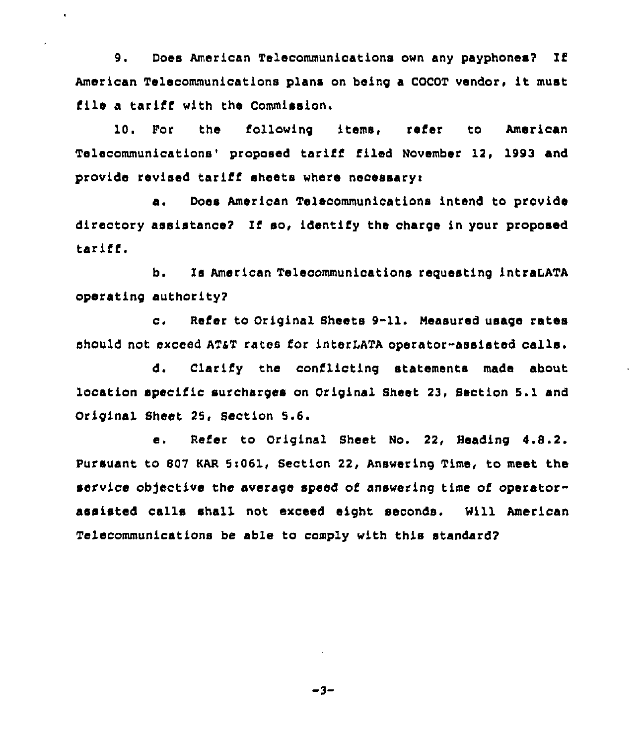9. Does American Telecommunications own any payphones? If American Telecommunications plans on being a COCOT vendor, it must file a tariff with the Commission.

10. For the following items, refer to American Telecommunications' proposed tariff filed November 12, 1993 and provide revised tariff sheets where necessary:

a. Does American Telecommunications intend to provide directory assistance? If so, identify the charge in your proposed tariff.

b. Is American Telecommunications requesting intraLATA operating authority?

c. Refer to Original Sheets 9-11. Measured usage rates should not exceed AT&T rates for interLATA operator-assisted calls.

d. Clarify the conflicting statements made about location specific surcharges on Original Sheet 23, Section 5.1 and Original Sheet 25, Section 5.6.

e. Refer to Original Sheet No. 22, Heading 4.8.2. Pursuant to 807 KAR 5:061, Section 22, Answering Time, to meet the service objective the average speed of answering time of operator-assisted calls shall not exceed eight seconds. Will American Telecommunications be able to comply with this standard?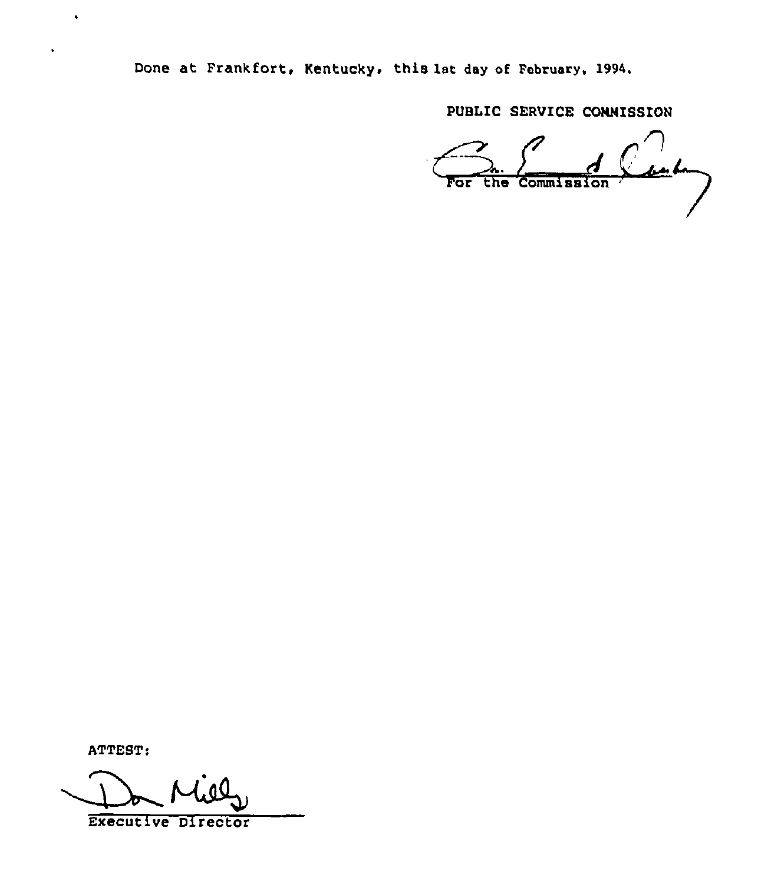Done at Frankfort, Kentucky, this 1st day of February, 1994.

PUBLIC SERVICE COMMISSION

For the Commission

ATTEST:

Executive Director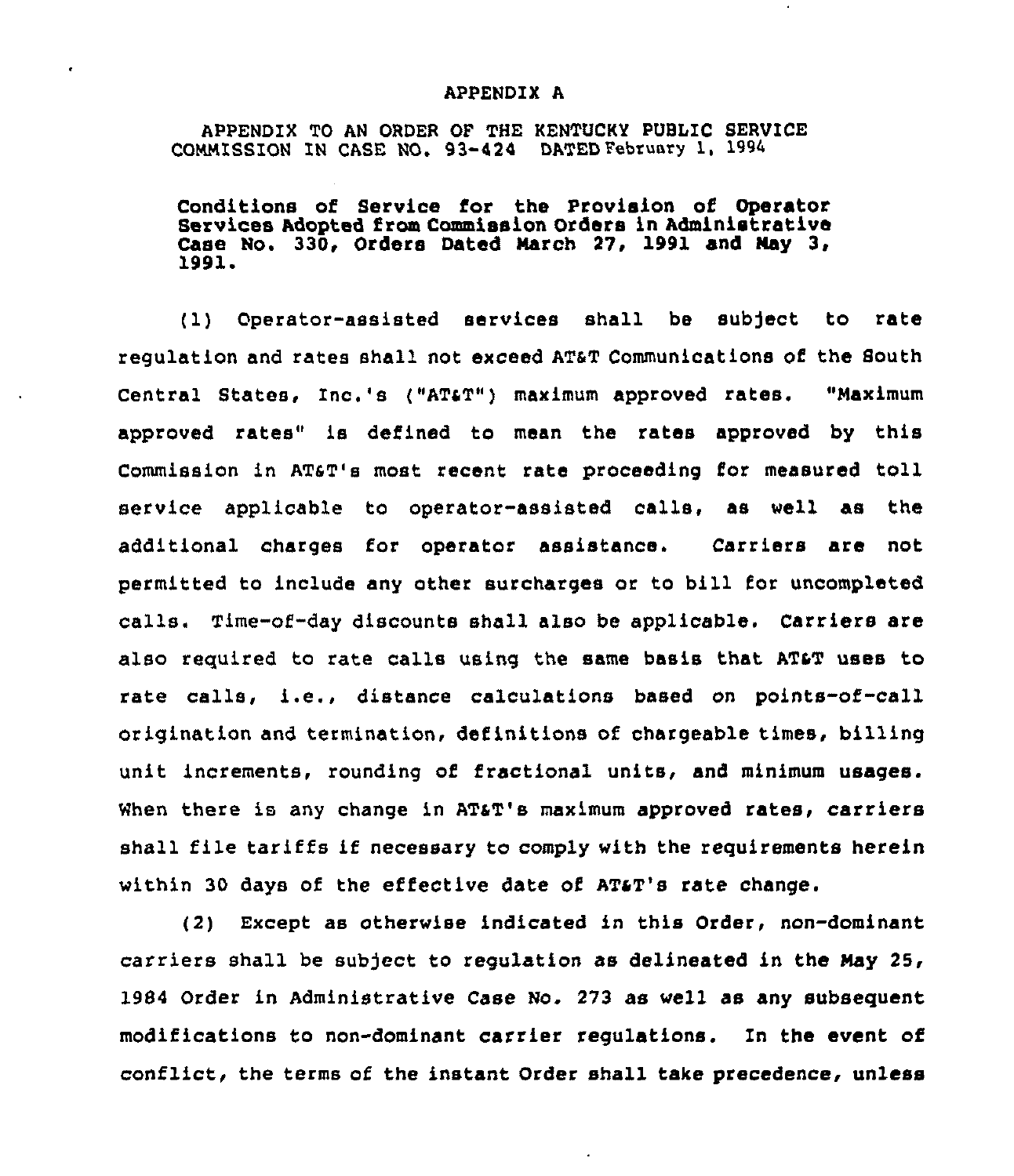APPENDIX A

APPENDIX TO AN ORDER OF THE KENTUCKY PUBLIC SERVICE COMMISSION IN CASE NO. 93-424 DATED February 1, 1994

**Conditions of Service for the Provision of Operator Services Adopted from Commission Orders in Administrative Case No. 330, Orders Dated March 27, 1991 and May 3, 1991.**

(1) Operator-assisted services shall be subject to rate regulation and rates shall not exceed AT&T Communications of the South Central States, Inc.'s ("AT&T") maximum approved rates. "Maximum approved rates" is defined to mean the rates approved by this Commission in AT&T's most recent rate proceeding for measured toll service applicable to operator-assisted calls, as well as the additional charges for operator assistance. Carriers are not permitted to include any other surcharges or to bill for uncompleted calls. Time-of-day discounts shall also be applicable. Carriers are also required to rate calls using the same basis that AT&T uses to rate calls, i.e., distance calculations based on points-of-call origination and termination, definitions of chargeable times, billing unit increments, rounding of fractional units, and minimum usages. When there is any change in AT&T's maximum approved rates, carriers shall file tariffs if necessary to comply with the requirements herein within 30 days of the effective date of AT&T's rate change.

(2) Except as otherwise indicated in this Order, non-dominant carriers shall be subject to regulation as delineated in the May 25, 1984 Order in Administrative Case No. 273 as well as any subsequent modifications to non-dominant carrier regulations. In the event of conflict, the terms of the instant Order shall take precedence, unless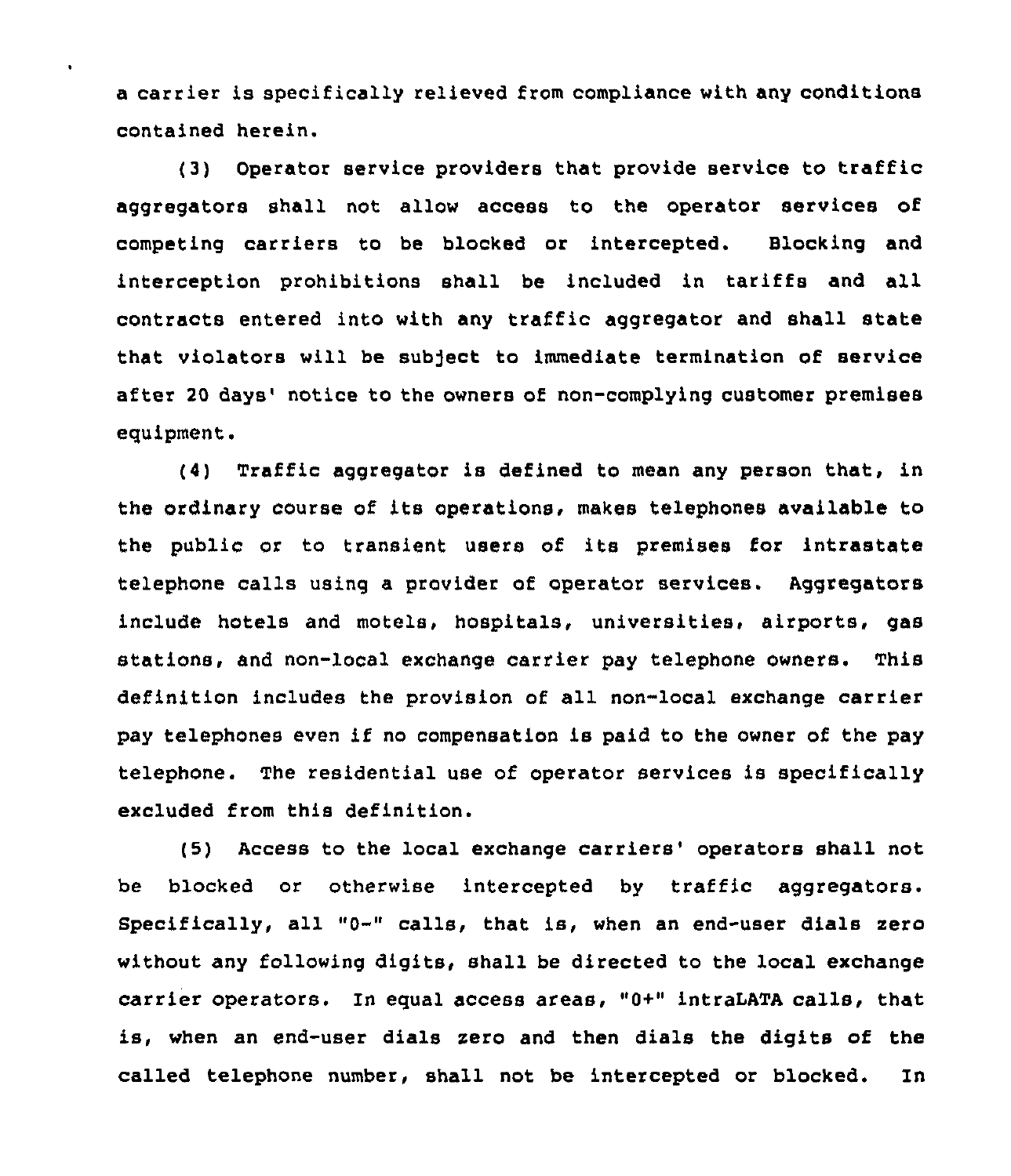a carrier is specifically relieved from compliance with any conditions contained herein.

(3) Operator service providers that provide service to traffic aggregators shall not allow access to the operator services of competing carriers to be blocked or intercepted. Blocking and interception prohibitions shall be included in tariffs and all contracts entered into with any traffic aggregator and shall state that violators will be subject to immediate termination of service after 20 days' notice to the owners of non-complying customer premises equipment.

(4) Traffic aggregator is defined to mean any person that, in the ordinary course of its operations, makes telephones available to the public or to transient users of its premises for intrastate telephone calls using a provider of operator services. Aggregators include hotels and motels, hospitals, universities, airports, gas stations, and non-local exchange carrier pay telephone owners. This definition includes the provision of all non-local exchange carrier pay telephones even if no compensation is paid to the owner of the pay telephone. The residential use of operator services is specifically excluded from this definition.

(5) Access to the local exchange carriers' operators shall not be blocked or otherwise intercepted by traffic aggregators. Specifically, all "0-" calls, that is, when an end-user dials zero without any following digits, shall be directed to the local exchange carrier operators. In equal access areas, "0+" intraLATA calls, that is, when an end-user dials zero and then dials the digits of the called telephone number, shall not be intercepted or blocked. In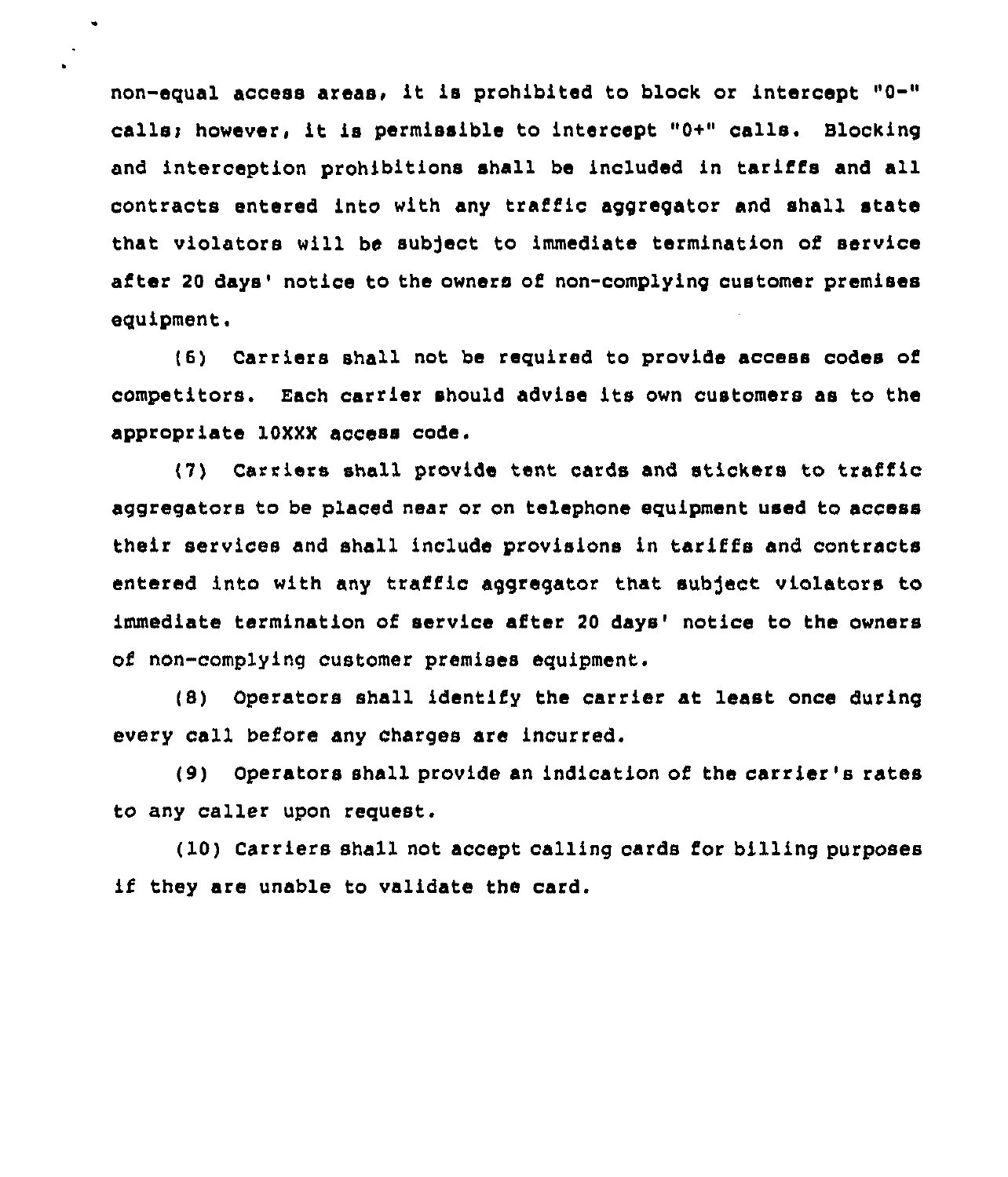non-equal access areas, it is prohibited to block or intercept "0-" calls; however, it is permissible to intercept "0+" calls. Blocking and interception prohibitions shall be included in tariffs and all contracts entered into with any traffic aggregator and shall state that violators will be subject to immediate termination of service after 20 days' notice to the owners of non-complying customer premises equipment.

(6) Carriers shall not be required to provide access codes of competitors. Each carrier should advise its own customers as to the appropriate 10XXX access code.

(7) Carriers shall provide tent cards and stickers to traffic aggregators to be placed near or on telephone equipment used to access their services and shall include provisions in tariffs and contracts entered into with any traffic aggregator that subject violators to immediate termination of service after 20 days' notice to the owners of non-complying customer premises equipment.

(8) Operators shall identify the carrier at least once during every call before any charges are incurred.

(9) Operators shall provide an indication of the carrier's rates to any caller upon request.

(10) Carriers shall not accept calling cards for billing purposes if they are unable to validate the card.